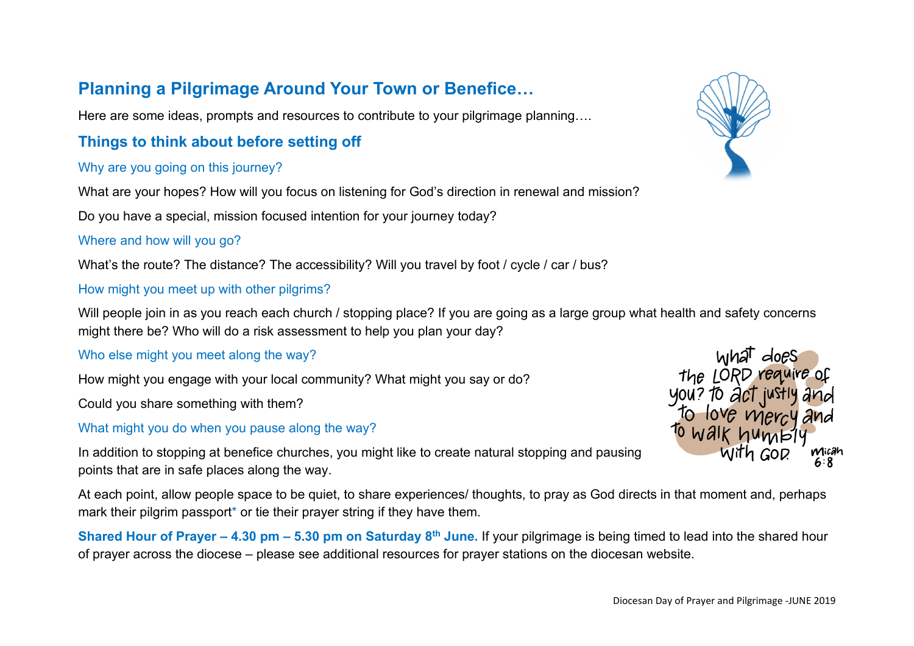# Planning a Pilgrimage Around Your Town or Benefice…

Here are some ideas, prompts and resources to contribute to your pilgrimage planning….

## Things to think about before setting off

### Why are you going on this journey?

What are your hopes? How will you focus on listening for God's direction in renewal and mission?

Do you have a special, mission focused intention for your journey today?

### Where and how will you go?

What's the route? The distance? The accessibility? Will you travel by foot / cycle / car / bus?

### How might you meet up with other pilgrims?

Will people join in as you reach each church / stopping place? If you are going as a large group what health and safety concerns might there be? Who will do a risk assessment to help you plan your day?

### Who else might you meet along the way?

How might you engage with your local community? What might you say or do?

Could you share something with them?

### What might you do when you pause along the way?

In addition to stopping at benefice churches, you might like to create natural stopping and pausing points that are in safe places along the way.

At each point, allow people space to be quiet, to share experiences/ thoughts, to pray as God directs in that moment and, perhaps mark their pilgrim passport* or tie their prayer string if they have them.

what does the LORD require of you? to act justly and to love mercy and to walk humbly with GOD. Micah 6:8

**Shared Hour of Prayer – 4.30 pm – 5.30 pm on Saturday 8th June.** If your pilgrimage is being timed to lead into the shared hour of prayer across the diocese – please see additional resources for prayer stations on the diocesan website.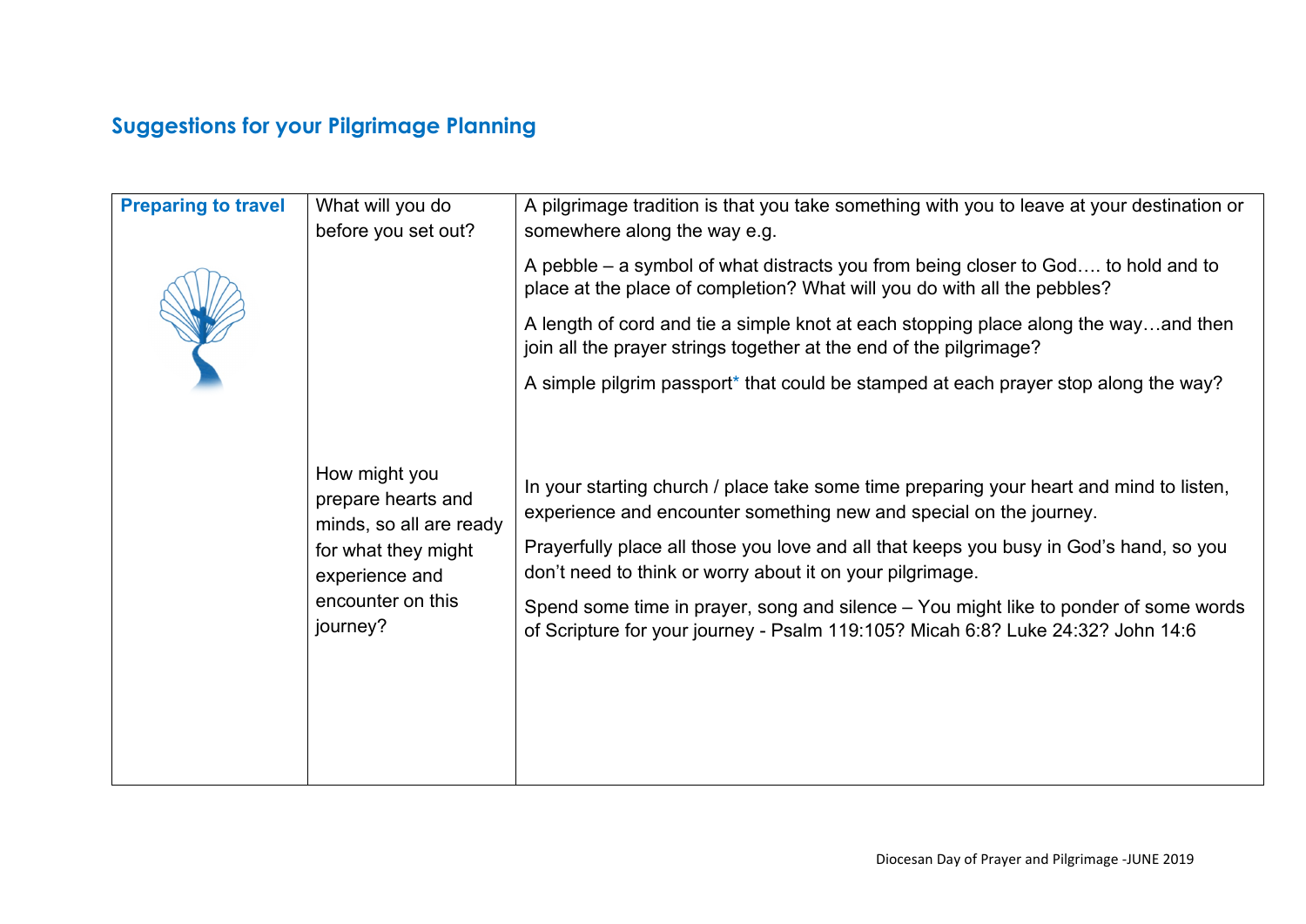## Suggestions for your Pilgrimage Planning

| | | |
|---|---|---|
| **Preparing to travel** | What will you do before you set out? | A pilgrimage tradition is that you take something with you to leave at your destination or somewhere along the way e.g.<br><br>A pebble – a symbol of what distracts you from being closer to God…. to hold and to place at the place of completion? What will you do with all the pebbles?<br><br>A length of cord and tie a simple knot at each stopping place along the way…and then join all the prayer strings together at the end of the pilgrimage?<br><br>A simple pilgrim passport* that could be stamped at each prayer stop along the way? |
| | How might you prepare hearts and minds, so all are ready for what they might experience and encounter on this journey? | In your starting church / place take some time preparing your heart and mind to listen, experience and encounter something new and special on the journey.<br><br>Prayerfully place all those you love and all that keeps you busy in God's hand, so you don't need to think or worry about it on your pilgrimage.<br><br>Spend some time in prayer, song and silence – You might like to ponder of some words of Scripture for your journey - Psalm 119:105? Micah 6:8? Luke 24:32? John 14:6 |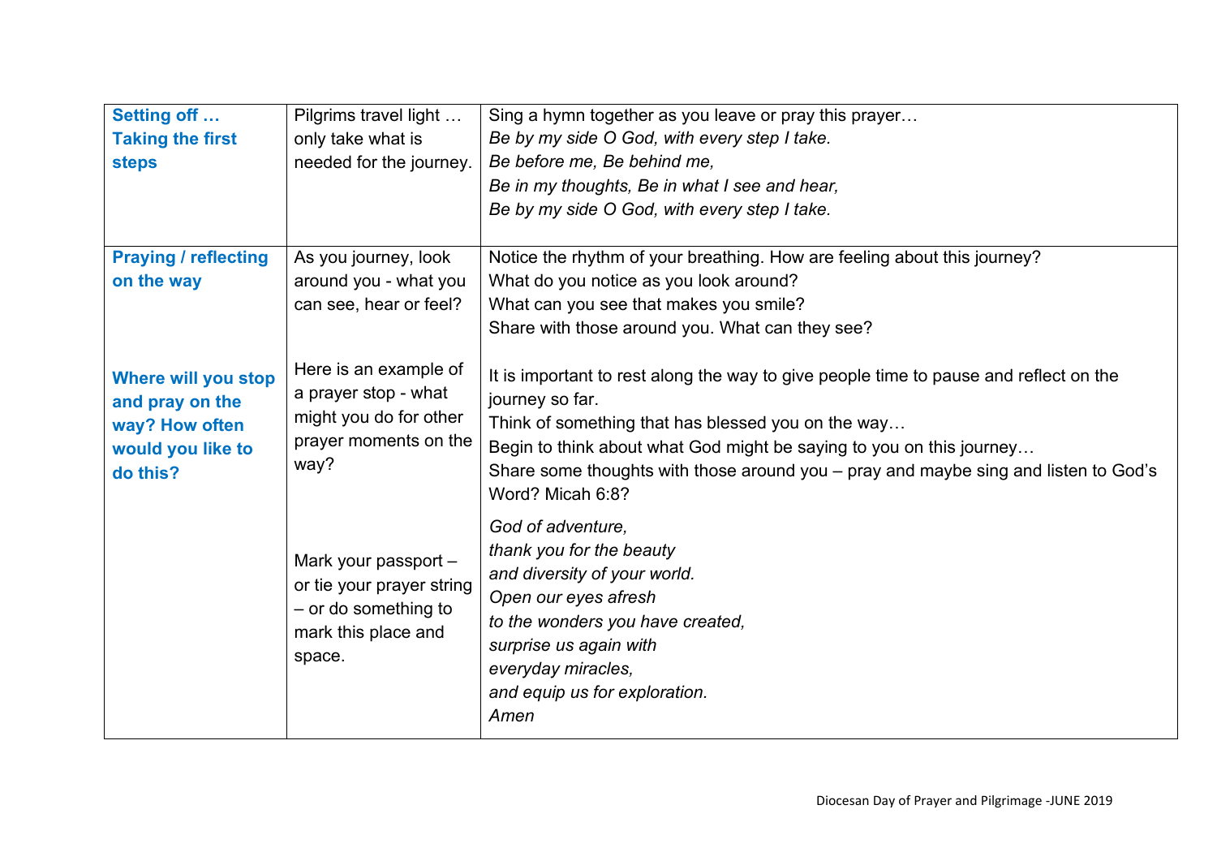| | | |
|---|---|---|
| **Setting off … Taking the first steps** | Pilgrims travel light … only take what is needed for the journey. | Sing a hymn together as you leave or pray this prayer…<br>*Be by my side O God, with every step I take.*<br>*Be before me, Be behind me,*<br>*Be in my thoughts, Be in what I see and hear,*<br>*Be by my side O God, with every step I take.* |
| **Praying / reflecting on the way**<br><br>**Where will you stop and pray on the way? How often would you like to do this?** | As you journey, look around you - what you can see, hear or feel?<br><br>Here is an example of a prayer stop - what might you do for other prayer moments on the way?<br><br>Mark your passport – or tie your prayer string – or do something to mark this place and space. | Notice the rhythm of your breathing. How are feeling about this journey?<br>What do you notice as you look around?<br>What can you see that makes you smile?<br>Share with those around you. What can they see?<br><br>It is important to rest along the way to give people time to pause and reflect on the journey so far.<br>Think of something that has blessed you on the way…<br>Begin to think about what God might be saying to you on this journey…<br>Share some thoughts with those around you – pray and maybe sing and listen to God's Word? Micah 6:8?<br><br>*God of adventure,*<br>*thank you for the beauty*<br>*and diversity of your world.*<br>*Open our eyes afresh*<br>*to the wonders you have created,*<br>*surprise us again with*<br>*everyday miracles,*<br>*and equip us for exploration.*<br>*Amen* |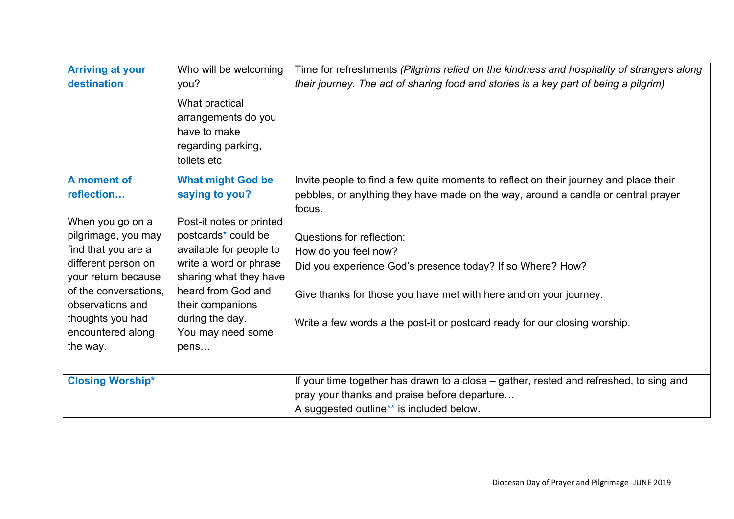| **Arriving at your destination** | Who will be welcoming you?<br>What practical arrangements do you have to make regarding parking, toilets etc | Time for refreshments *(Pilgrims relied on the kindness and hospitality of strangers along their journey. The act of sharing food and stories is a key part of being a pilgrim)* |
|---|---|---|
| **A moment of reflection…**<br><br>When you go on a pilgrimage, you may find that you are a different person on your return because of the conversations, observations and thoughts you had encountered along the way. | **What might God be saying to you?**<br><br>Post-it notes or printed postcards* could be available for people to write a word or phrase sharing what they have heard from God and their companions during the day.<br>You may need some pens… | Invite people to find a few quite moments to reflect on their journey and place their pebbles, or anything they have made on the way, around a candle or central prayer focus.<br><br>Questions for reflection:<br>How do you feel now?<br>Did you experience God's presence today? If so Where? How?<br><br>Give thanks for those you have met with here and on your journey.<br><br>Write a few words a the post-it or postcard ready for our closing worship. |
| **Closing Worship*** | | If your time together has drawn to a close – gather, rested and refreshed, to sing and pray your thanks and praise before departure…<br>A suggested outline** is included below. |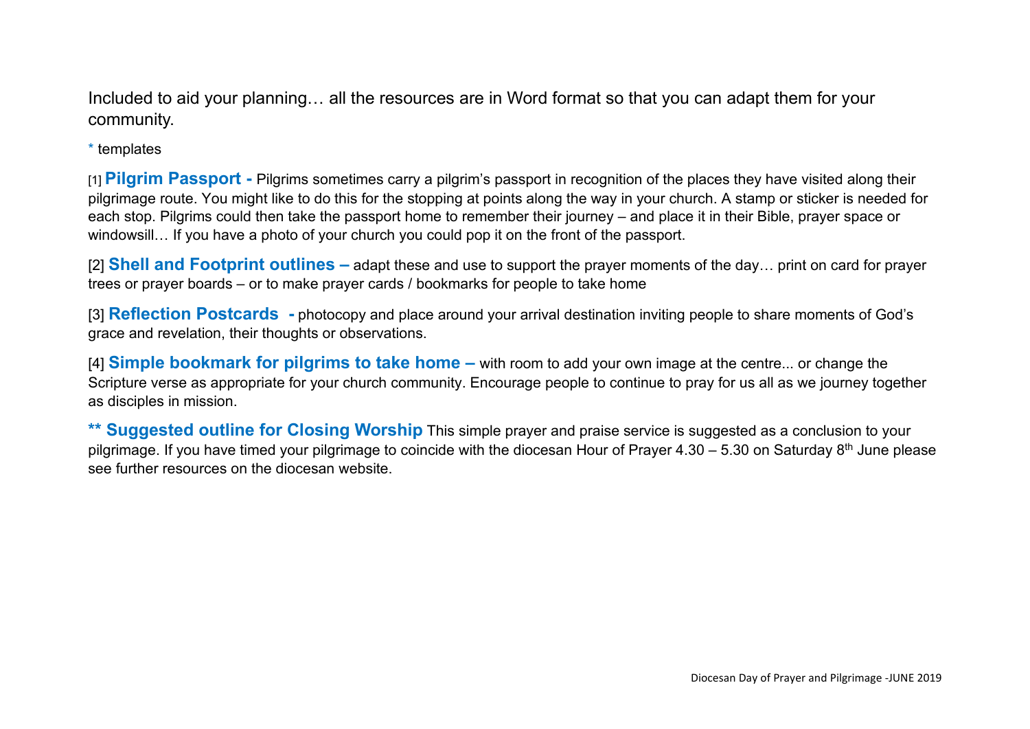Included to aid your planning… all the resources are in Word format so that you can adapt them for your community.

* templates

[1] **Pilgrim Passport -** Pilgrims sometimes carry a pilgrim's passport in recognition of the places they have visited along their pilgrimage route. You might like to do this for the stopping at points along the way in your church. A stamp or sticker is needed for each stop. Pilgrims could then take the passport home to remember their journey – and place it in their Bible, prayer space or windowsill… If you have a photo of your church you could pop it on the front of the passport.

[2] **Shell and Footprint outlines –** adapt these and use to support the prayer moments of the day… print on card for prayer trees or prayer boards – or to make prayer cards / bookmarks for people to take home

[3] **Reflection Postcards -** photocopy and place around your arrival destination inviting people to share moments of God's grace and revelation, their thoughts or observations.

[4] **Simple bookmark for pilgrims to take home –** with room to add your own image at the centre... or change the Scripture verse as appropriate for your church community. Encourage people to continue to pray for us all as we journey together as disciples in mission.

**** Suggested outline for Closing Worship** This simple prayer and praise service is suggested as a conclusion to your pilgrimage. If you have timed your pilgrimage to coincide with the diocesan Hour of Prayer 4.30 – 5.30 on Saturday 8th June please see further resources on the diocesan website.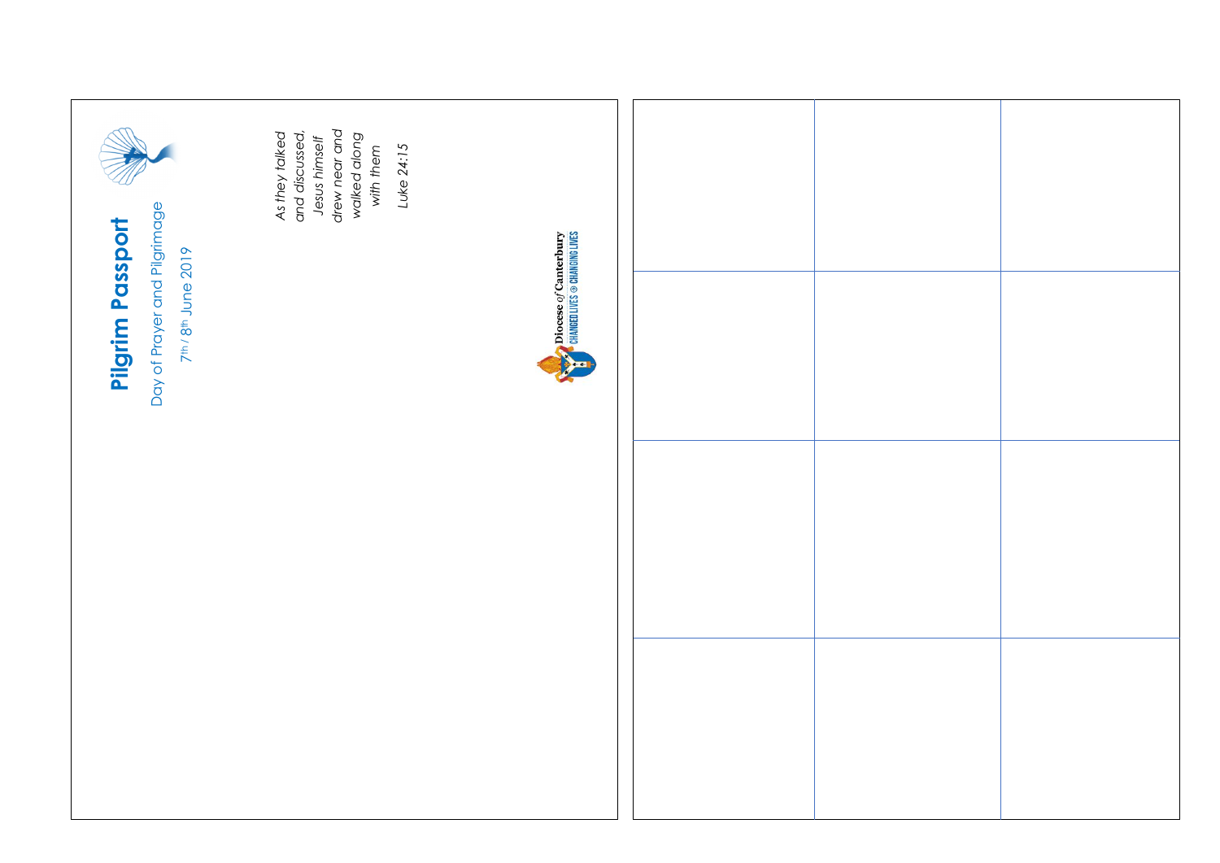# Pilgrim Passport

Day of Prayer and Pilgrimage

7th / 8th June 2019

*As they talked and discussed, Jesus himself drew near and walked along with them*

*Luke 24:15*

Diocese *of* Canterbury

CHANGED LIVES ⊕ CHANGING LIVES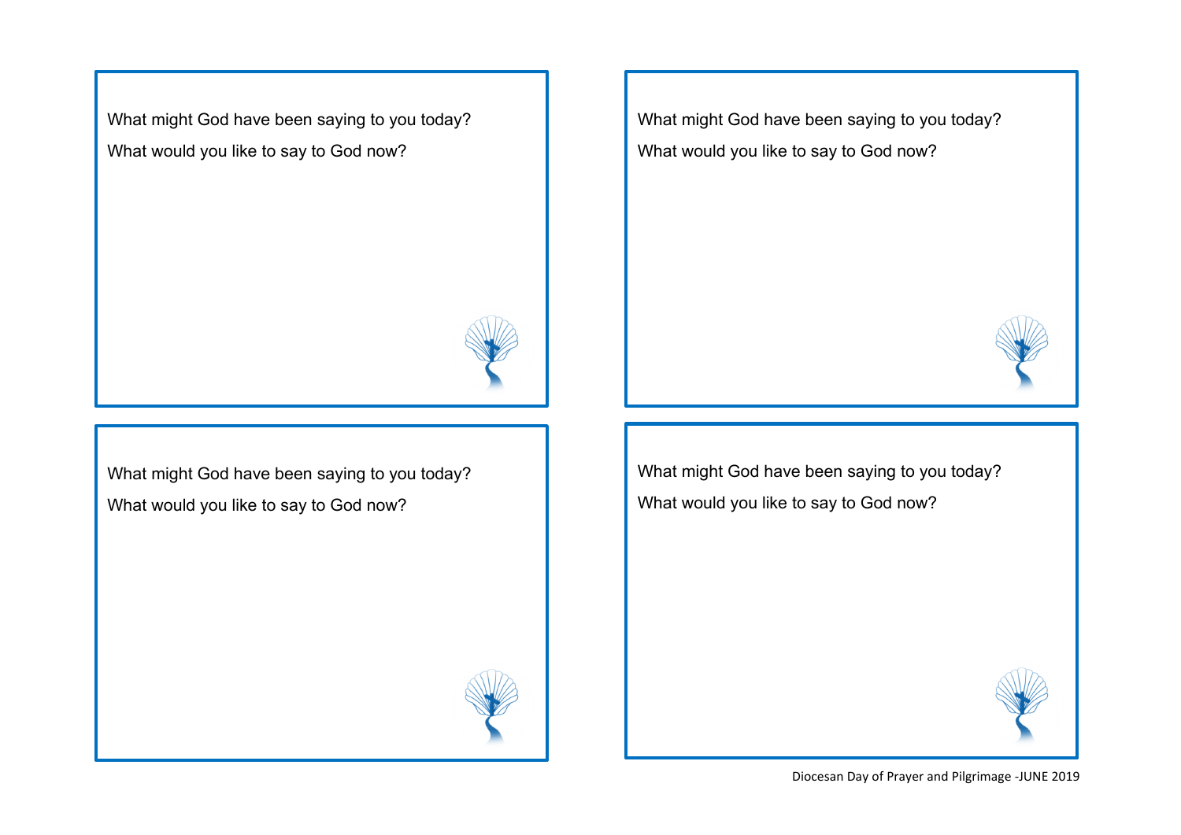What might God have been saying to you today?

What would you like to say to God now?

What might God have been saying to you today?

What would you like to say to God now?

What might God have been saying to you today?

What would you like to say to God now?

What might God have been saying to you today?

What would you like to say to God now?

Diocesan Day of Prayer and Pilgrimage -JUNE 2019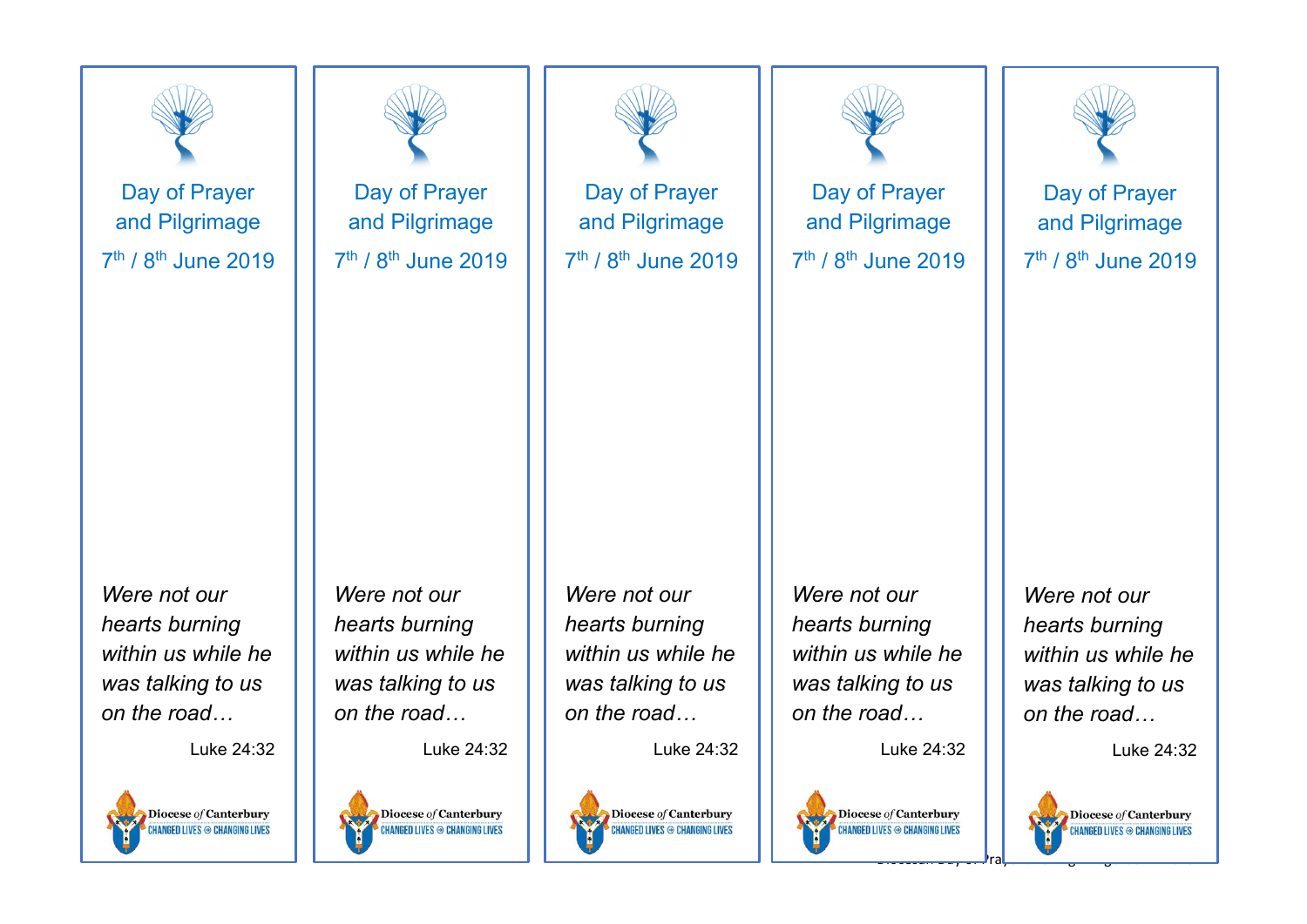Day of Prayer and Pilgrimage

7th / 8th June 2019

*Were not our hearts burning within us while he was talking to us on the road…*

Luke 24:32

Diocese of Canterbury
CHANGED LIVES CHANGING LIVES

Day of Prayer and Pilgrimage

7th / 8th June 2019

*Were not our hearts burning within us while he was talking to us on the road…*

Luke 24:32

Diocese of Canterbury
CHANGED LIVES CHANGING LIVES

Day of Prayer and Pilgrimage

7th / 8th June 2019

*Were not our hearts burning within us while he was talking to us on the road…*

Luke 24:32

Diocese of Canterbury
CHANGED LIVES CHANGING LIVES

Day of Prayer and Pilgrimage

7th / 8th June 2019

*Were not our hearts burning within us while he was talking to us on the road…*

Luke 24:32

Diocese of Canterbury
CHANGED LIVES CHANGING LIVES

Day of Prayer and Pilgrimage

7th / 8th June 2019

*Were not our hearts burning within us while he was talking to us on the road…*

Luke 24:32

Diocese of Canterbury
CHANGED LIVES CHANGING LIVES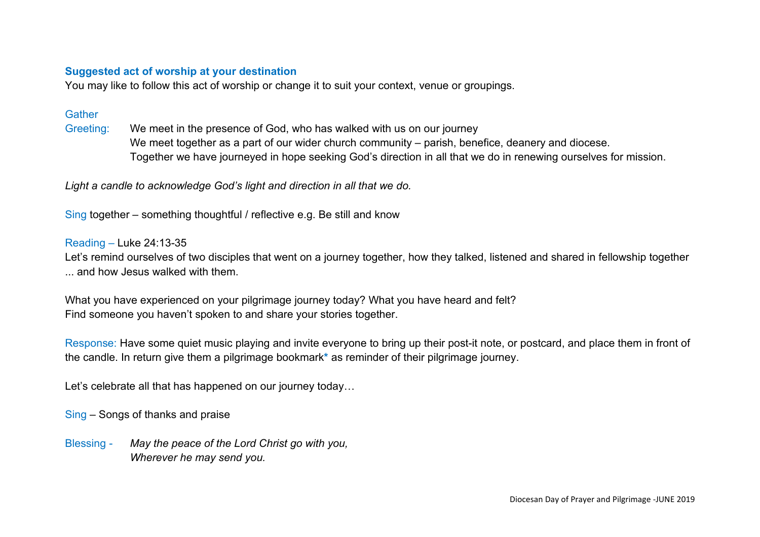**Suggested act of worship at your destination**

You may like to follow this act of worship or change it to suit your context, venue or groupings.

Gather

Greeting: We meet in the presence of God, who has walked with us on our journey
We meet together as a part of our wider church community – parish, benefice, deanery and diocese.
Together we have journeyed in hope seeking God's direction in all that we do in renewing ourselves for mission.

*Light a candle to acknowledge God's light and direction in all that we do.*

Sing together – something thoughtful / reflective e.g. Be still and know

Reading – Luke 24:13-35

Let's remind ourselves of two disciples that went on a journey together, how they talked, listened and shared in fellowship together ... and how Jesus walked with them.

What you have experienced on your pilgrimage journey today? What you have heard and felt?
Find someone you haven't spoken to and share your stories together.

Response: Have some quiet music playing and invite everyone to bring up their post-it note, or postcard, and place them in front of the candle. In return give them a pilgrimage bookmark* as reminder of their pilgrimage journey.

Let's celebrate all that has happened on our journey today…

Sing – Songs of thanks and praise

Blessing - *May the peace of the Lord Christ go with you,*
*Wherever he may send you.*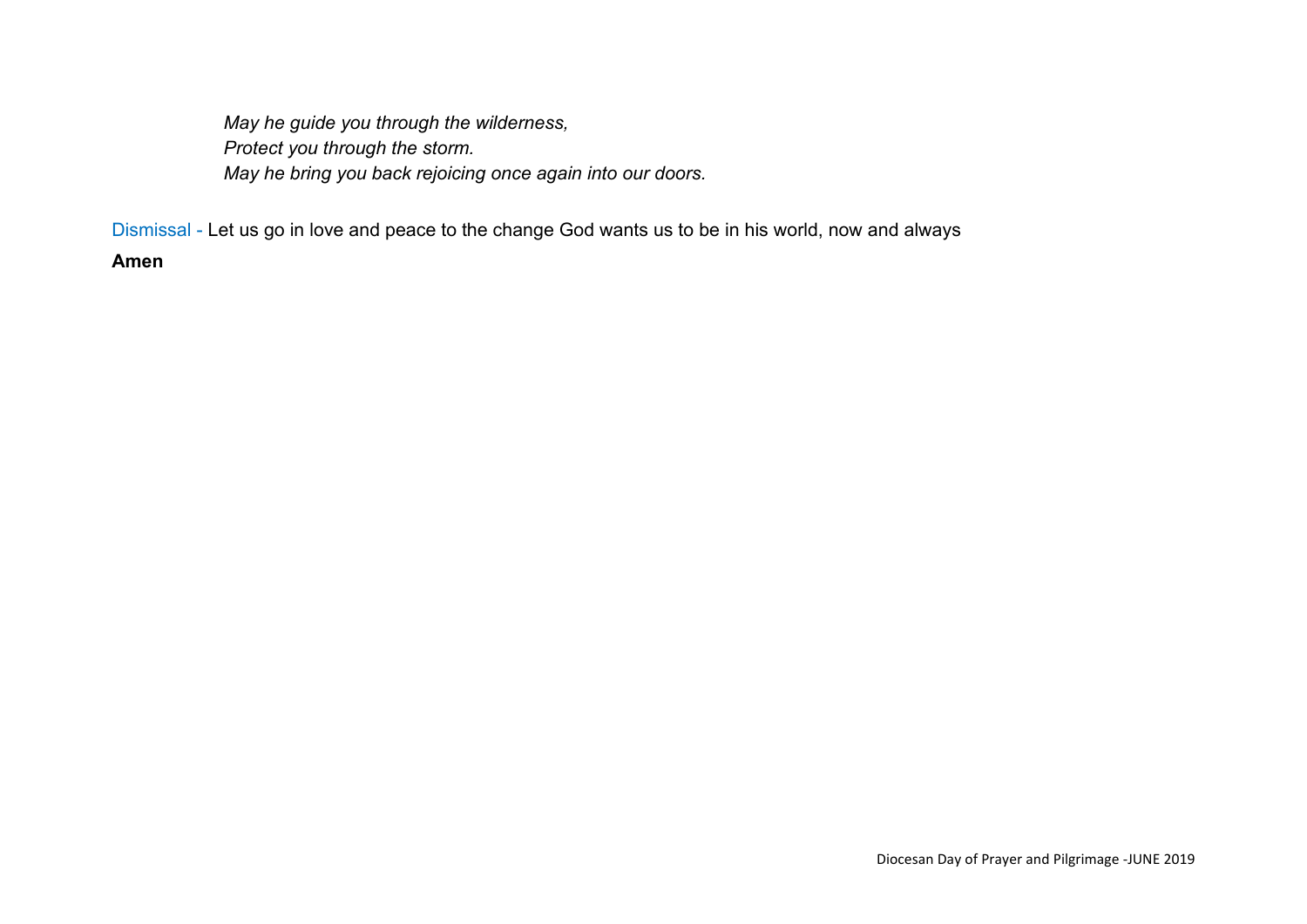*May he guide you through the wilderness,*
*Protect you through the storm.*
*May he bring you back rejoicing once again into our doors.*

Dismissal - Let us go in love and peace to the change God wants us to be in his world, now and always

**Amen**